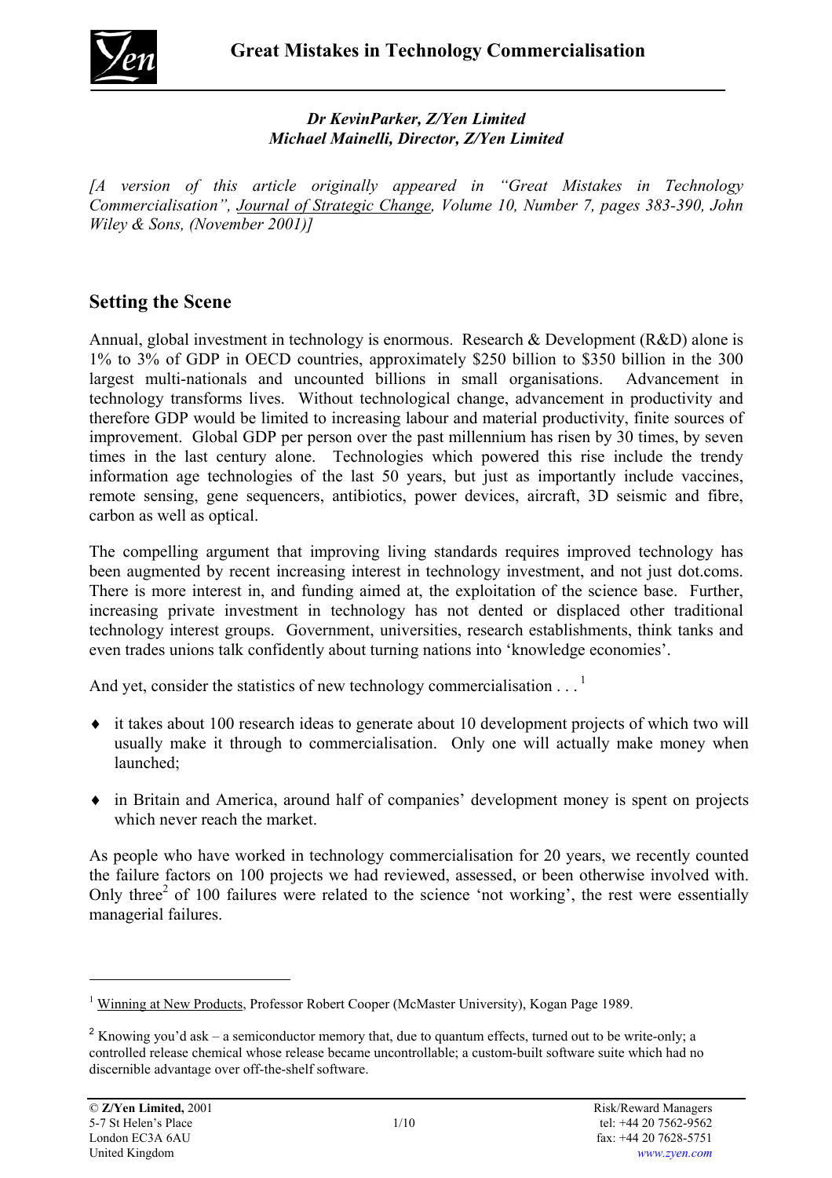# Great Mistakes in Technology Commercialisation

***Dr KevinParker, Z/Yen Limited***
***Michael Mainelli, Director, Z/Yen Limited***

*[A version of this article originally appeared in "Great Mistakes in Technology Commercialisation", Journal of Strategic Change, Volume 10, Number 7, pages 383-390, John Wiley & Sons, (November 2001)]*

## Setting the Scene

Annual, global investment in technology is enormous. Research & Development (R&D) alone is 1% to 3% of GDP in OECD countries, approximately \$250 billion to \$350 billion in the 300 largest multi-nationals and uncounted billions in small organisations. Advancement in technology transforms lives. Without technological change, advancement in productivity and therefore GDP would be limited to increasing labour and material productivity, finite sources of improvement. Global GDP per person over the past millennium has risen by 30 times, by seven times in the last century alone. Technologies which powered this rise include the trendy information age technologies of the last 50 years, but just as importantly include vaccines, remote sensing, gene sequencers, antibiotics, power devices, aircraft, 3D seismic and fibre, carbon as well as optical.

The compelling argument that improving living standards requires improved technology has been augmented by recent increasing interest in technology investment, and not just dot.coms. There is more interest in, and funding aimed at, the exploitation of the science base. Further, increasing private investment in technology has not dented or displaced other traditional technology interest groups. Government, universities, research establishments, think tanks and even trades unions talk confidently about turning nations into 'knowledge economies'.

And yet, consider the statistics of new technology commercialisation . . . [1]

- it takes about 100 research ideas to generate about 10 development projects of which two will usually make it through to commercialisation. Only one will actually make money when launched;
- in Britain and America, around half of companies' development money is spent on projects which never reach the market.

As people who have worked in technology commercialisation for 20 years, we recently counted the failure factors on 100 projects we had reviewed, assessed, or been otherwise involved with. Only three[2] of 100 failures were related to the science 'not working', the rest were essentially managerial failures.

---

[1] Winning at New Products, Professor Robert Cooper (McMaster University), Kogan Page 1989.

[2] Knowing you'd ask – a semiconductor memory that, due to quantum effects, turned out to be write-only; a controlled release chemical whose release became uncontrollable; a custom-built software suite which had no discernible advantage over off-the-shelf software.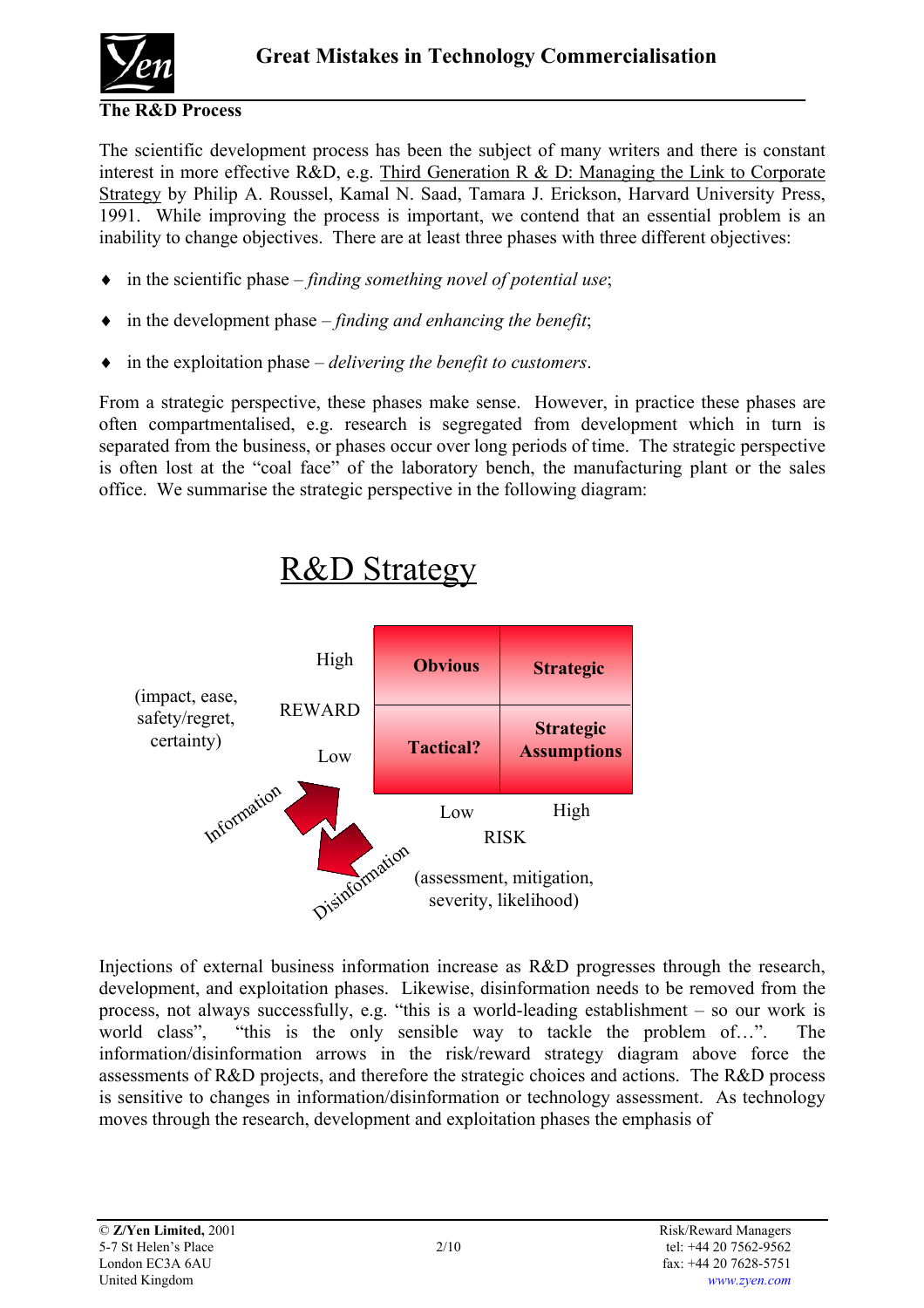## The R&D Process

The scientific development process has been the subject of many writers and there is constant interest in more effective R&D, e.g. Third Generation R & D: Managing the Link to Corporate Strategy by Philip A. Roussel, Kamal N. Saad, Tamara J. Erickson, Harvard University Press, 1991. While improving the process is important, we contend that an essential problem is an inability to change objectives. There are at least three phases with three different objectives:

- in the scientific phase – *finding something novel of potential use*;
- in the development phase – *finding and enhancing the benefit*;
- in the exploitation phase – *delivering the benefit to customers*.

From a strategic perspective, these phases make sense. However, in practice these phases are often compartmentalised, e.g. research is segregated from development which in turn is separated from the business, or phases occur over long periods of time. The strategic perspective is often lost at the "coal face" of the laboratory bench, the manufacturing plant or the sales office. We summarise the strategic perspective in the following diagram:

**R&D Strategy**

| REWARD (impact, ease, safety/regret, certainty) | Low RISK | High RISK |
|---|---|---|
| High | **Obvious** | **Strategic** |
| Low | **Tactical?** | **Strategic Assumptions** |

RISK (assessment, mitigation, severity, likelihood)

Information → / ← Disinformation

Injections of external business information increase as R&D progresses through the research, development, and exploitation phases. Likewise, disinformation needs to be removed from the process, not always successfully, e.g. "this is a world-leading establishment – so our work is world class", "this is the only sensible way to tackle the problem of…". The information/disinformation arrows in the risk/reward strategy diagram above force the assessments of R&D projects, and therefore the strategic choices and actions. The R&D process is sensitive to changes in information/disinformation or technology assessment. As technology moves through the research, development and exploitation phases the emphasis of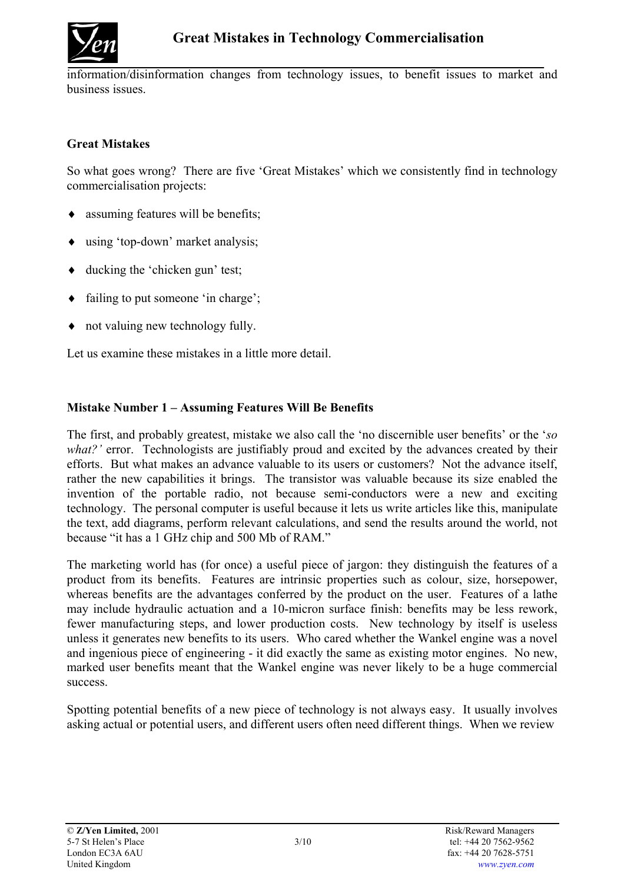information/disinformation changes from technology issues, to benefit issues to market and business issues.

## Great Mistakes

So what goes wrong? There are five 'Great Mistakes' which we consistently find in technology commercialisation projects:

- assuming features will be benefits;
- using 'top-down' market analysis;
- ducking the 'chicken gun' test;
- failing to put someone 'in charge';
- not valuing new technology fully.

Let us examine these mistakes in a little more detail.

## Mistake Number 1 – Assuming Features Will Be Benefits

The first, and probably greatest, mistake we also call the 'no discernible user benefits' or the '*so what?'* error. Technologists are justifiably proud and excited by the advances created by their efforts. But what makes an advance valuable to its users or customers? Not the advance itself, rather the new capabilities it brings. The transistor was valuable because its size enabled the invention of the portable radio, not because semi-conductors were a new and exciting technology. The personal computer is useful because it lets us write articles like this, manipulate the text, add diagrams, perform relevant calculations, and send the results around the world, not because "it has a 1 GHz chip and 500 Mb of RAM."

The marketing world has (for once) a useful piece of jargon: they distinguish the features of a product from its benefits. Features are intrinsic properties such as colour, size, horsepower, whereas benefits are the advantages conferred by the product on the user. Features of a lathe may include hydraulic actuation and a 10-micron surface finish: benefits may be less rework, fewer manufacturing steps, and lower production costs. New technology by itself is useless unless it generates new benefits to its users. Who cared whether the Wankel engine was a novel and ingenious piece of engineering - it did exactly the same as existing motor engines. No new, marked user benefits meant that the Wankel engine was never likely to be a huge commercial success.

Spotting potential benefits of a new piece of technology is not always easy. It usually involves asking actual or potential users, and different users often need different things. When we review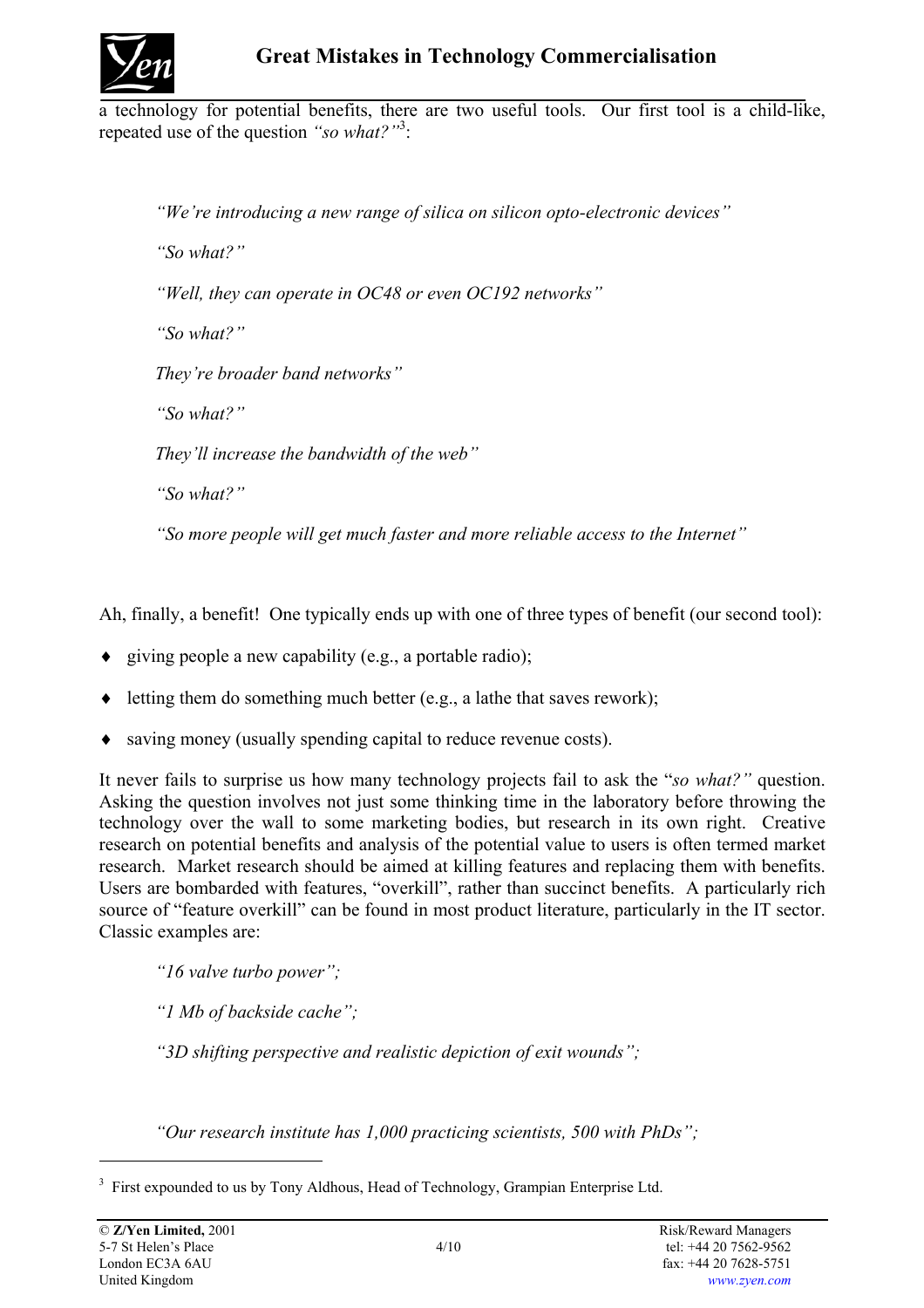a technology for potential benefits, there are two useful tools. Our first tool is a child-like, repeated use of the question *"so what?"*[3]:

> *"We're introducing a new range of silica on silicon opto-electronic devices"*
>
> *"So what?"*
>
> *"Well, they can operate in OC48 or even OC192 networks"*
>
> *"So what?"*
>
> *They're broader band networks"*
>
> *"So what?"*
>
> *They'll increase the bandwidth of the web"*
>
> *"So what?"*
>
> *"So more people will get much faster and more reliable access to the Internet"*

Ah, finally, a benefit! One typically ends up with one of three types of benefit (our second tool):

- giving people a new capability (e.g., a portable radio);
- letting them do something much better (e.g., a lathe that saves rework);
- saving money (usually spending capital to reduce revenue costs).

It never fails to surprise us how many technology projects fail to ask the "*so what?"* question. Asking the question involves not just some thinking time in the laboratory before throwing the technology over the wall to some marketing bodies, but research in its own right. Creative research on potential benefits and analysis of the potential value to users is often termed market research. Market research should be aimed at killing features and replacing them with benefits. Users are bombarded with features, "overkill", rather than succinct benefits. A particularly rich source of "feature overkill" can be found in most product literature, particularly in the IT sector. Classic examples are:

> *"16 valve turbo power";*
>
> *"1 Mb of backside cache";*
>
> *"3D shifting perspective and realistic depiction of exit wounds";*
>
> *"Our research institute has 1,000 practicing scientists, 500 with PhDs";*

---

[3] First expounded to us by Tony Aldhous, Head of Technology, Grampian Enterprise Ltd.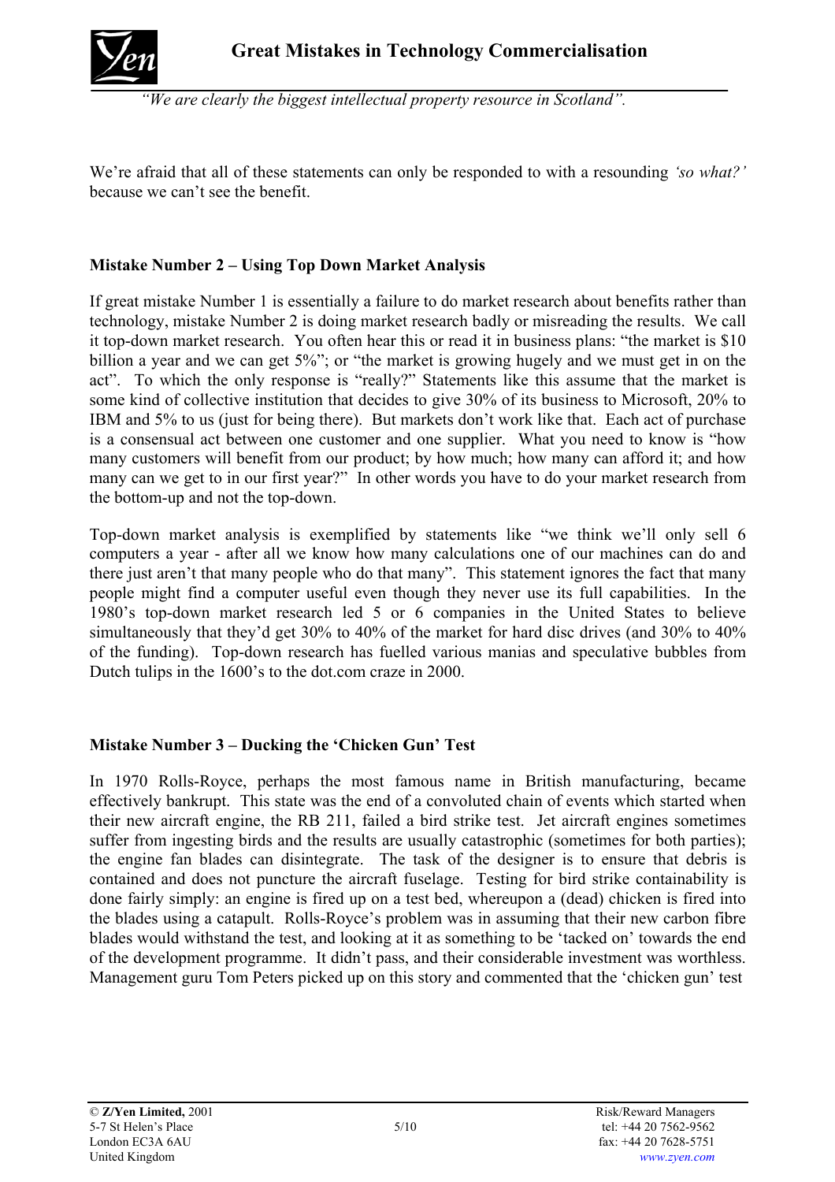*"We are clearly the biggest intellectual property resource in Scotland".*

We're afraid that all of these statements can only be responded to with a resounding *'so what?'* because we can't see the benefit.

**Mistake Number 2 – Using Top Down Market Analysis**

If great mistake Number 1 is essentially a failure to do market research about benefits rather than technology, mistake Number 2 is doing market research badly or misreading the results. We call it top-down market research. You often hear this or read it in business plans: "the market is $10 billion a year and we can get 5%"; or "the market is growing hugely and we must get in on the act". To which the only response is "really?" Statements like this assume that the market is some kind of collective institution that decides to give 30% of its business to Microsoft, 20% to IBM and 5% to us (just for being there). But markets don't work like that. Each act of purchase is a consensual act between one customer and one supplier. What you need to know is "how many customers will benefit from our product; by how much; how many can afford it; and how many can we get to in our first year?" In other words you have to do your market research from the bottom-up and not the top-down.

Top-down market analysis is exemplified by statements like "we think we'll only sell 6 computers a year - after all we know how many calculations one of our machines can do and there just aren't that many people who do that many". This statement ignores the fact that many people might find a computer useful even though they never use its full capabilities. In the 1980's top-down market research led 5 or 6 companies in the United States to believe simultaneously that they'd get 30% to 40% of the market for hard disc drives (and 30% to 40% of the funding). Top-down research has fuelled various manias and speculative bubbles from Dutch tulips in the 1600's to the dot.com craze in 2000.

**Mistake Number 3 – Ducking the 'Chicken Gun' Test**

In 1970 Rolls-Royce, perhaps the most famous name in British manufacturing, became effectively bankrupt. This state was the end of a convoluted chain of events which started when their new aircraft engine, the RB 211, failed a bird strike test. Jet aircraft engines sometimes suffer from ingesting birds and the results are usually catastrophic (sometimes for both parties); the engine fan blades can disintegrate. The task of the designer is to ensure that debris is contained and does not puncture the aircraft fuselage. Testing for bird strike containability is done fairly simply: an engine is fired up on a test bed, whereupon a (dead) chicken is fired into the blades using a catapult. Rolls-Royce's problem was in assuming that their new carbon fibre blades would withstand the test, and looking at it as something to be 'tacked on' towards the end of the development programme. It didn't pass, and their considerable investment was worthless. Management guru Tom Peters picked up on this story and commented that the 'chicken gun' test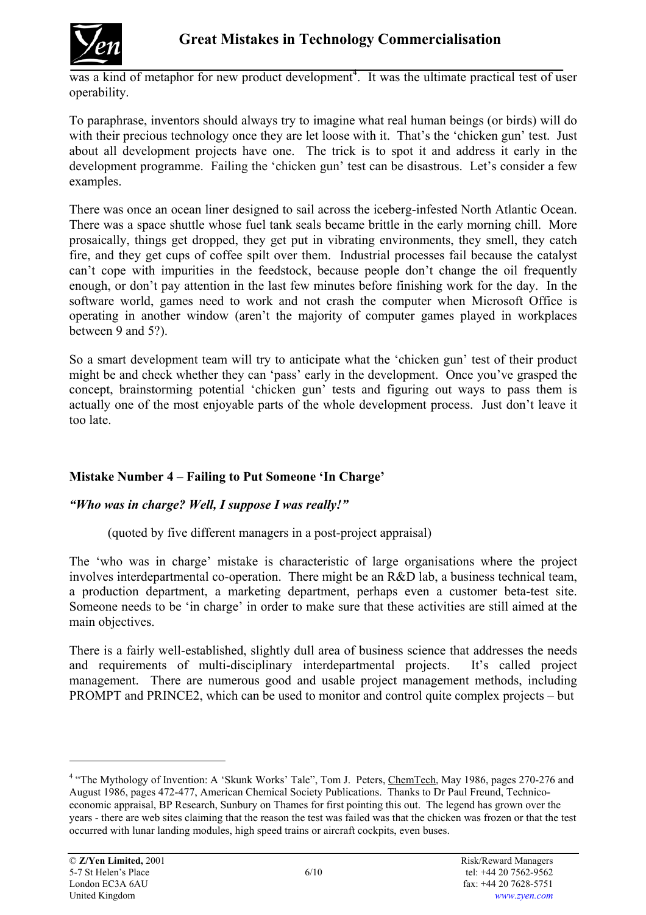was a kind of metaphor for new product development[4]. It was the ultimate practical test of user operability.

To paraphrase, inventors should always try to imagine what real human beings (or birds) will do with their precious technology once they are let loose with it. That's the 'chicken gun' test. Just about all development projects have one. The trick is to spot it and address it early in the development programme. Failing the 'chicken gun' test can be disastrous. Let's consider a few examples.

There was once an ocean liner designed to sail across the iceberg-infested North Atlantic Ocean. There was a space shuttle whose fuel tank seals became brittle in the early morning chill. More prosaically, things get dropped, they get put in vibrating environments, they smell, they catch fire, and they get cups of coffee spilt over them. Industrial processes fail because the catalyst can't cope with impurities in the feedstock, because people don't change the oil frequently enough, or don't pay attention in the last few minutes before finishing work for the day. In the software world, games need to work and not crash the computer when Microsoft Office is operating in another window (aren't the majority of computer games played in workplaces between 9 and 5?).

So a smart development team will try to anticipate what the 'chicken gun' test of their product might be and check whether they can 'pass' early in the development. Once you've grasped the concept, brainstorming potential 'chicken gun' tests and figuring out ways to pass them is actually one of the most enjoyable parts of the whole development process. Just don't leave it too late.

### Mistake Number 4 – Failing to Put Someone 'In Charge'

***"Who was in charge? Well, I suppose I was really!"***

(quoted by five different managers in a post-project appraisal)

The 'who was in charge' mistake is characteristic of large organisations where the project involves interdepartmental co-operation. There might be an R&D lab, a business technical team, a production department, a marketing department, perhaps even a customer beta-test site. Someone needs to be 'in charge' in order to make sure that these activities are still aimed at the main objectives.

There is a fairly well-established, slightly dull area of business science that addresses the needs and requirements of multi-disciplinary interdepartmental projects. It's called project management. There are numerous good and usable project management methods, including PROMPT and PRINCE2, which can be used to monitor and control quite complex projects – but

---

[4] "The Mythology of Invention: A 'Skunk Works' Tale", Tom J. Peters, ChemTech, May 1986, pages 270-276 and August 1986, pages 472-477, American Chemical Society Publications. Thanks to Dr Paul Freund, Technico-economic appraisal, BP Research, Sunbury on Thames for first pointing this out. The legend has grown over the years - there are web sites claiming that the reason the test was failed was that the chicken was frozen or that the test occurred with lunar landing modules, high speed trains or aircraft cockpits, even buses.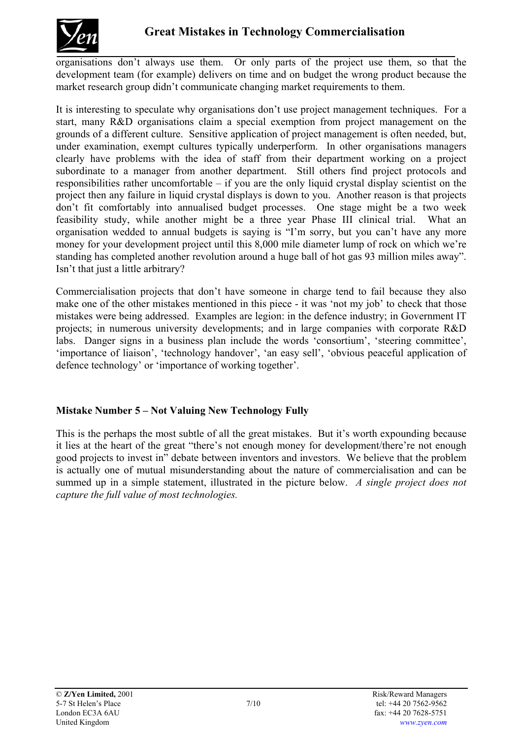organisations don't always use them. Or only parts of the project use them, so that the development team (for example) delivers on time and on budget the wrong product because the market research group didn't communicate changing market requirements to them.

It is interesting to speculate why organisations don't use project management techniques. For a start, many R&D organisations claim a special exemption from project management on the grounds of a different culture. Sensitive application of project management is often needed, but, under examination, exempt cultures typically underperform. In other organisations managers clearly have problems with the idea of staff from their department working on a project subordinate to a manager from another department. Still others find project protocols and responsibilities rather uncomfortable – if you are the only liquid crystal display scientist on the project then any failure in liquid crystal displays is down to you. Another reason is that projects don't fit comfortably into annualised budget processes. One stage might be a two week feasibility study, while another might be a three year Phase III clinical trial. What an organisation wedded to annual budgets is saying is "I'm sorry, but you can't have any more money for your development project until this 8,000 mile diameter lump of rock on which we're standing has completed another revolution around a huge ball of hot gas 93 million miles away". Isn't that just a little arbitrary?

Commercialisation projects that don't have someone in charge tend to fail because they also make one of the other mistakes mentioned in this piece - it was 'not my job' to check that those mistakes were being addressed. Examples are legion: in the defence industry; in Government IT projects; in numerous university developments; and in large companies with corporate R&D labs. Danger signs in a business plan include the words 'consortium', 'steering committee', 'importance of liaison', 'technology handover', 'an easy sell', 'obvious peaceful application of defence technology' or 'importance of working together'.

### Mistake Number 5 – Not Valuing New Technology Fully

This is the perhaps the most subtle of all the great mistakes. But it's worth expounding because it lies at the heart of the great "there's not enough money for development/there're not enough good projects to invest in" debate between inventors and investors. We believe that the problem is actually one of mutual misunderstanding about the nature of commercialisation and can be summed up in a simple statement, illustrated in the picture below. *A single project does not capture the full value of most technologies.*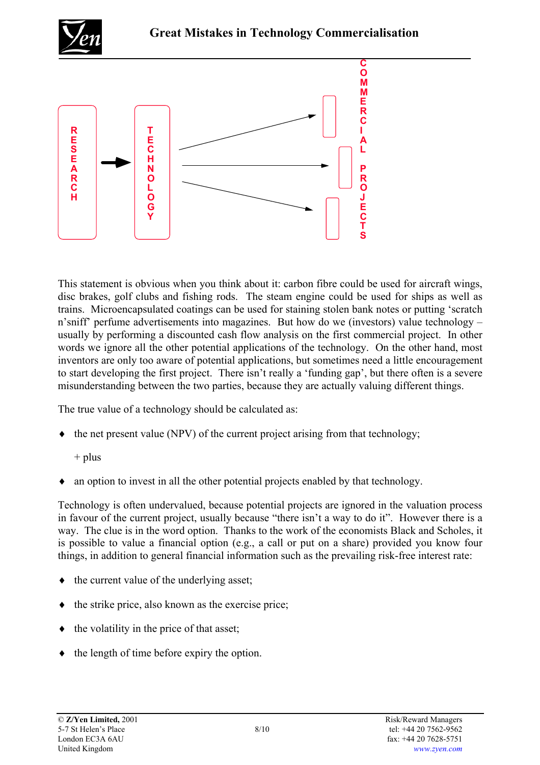RESEARCH → TECHNOLOGY → COMMERCIAL PROJECTS

This statement is obvious when you think about it: carbon fibre could be used for aircraft wings, disc brakes, golf clubs and fishing rods. The steam engine could be used for ships as well as trains. Microencapsulated coatings can be used for staining stolen bank notes or putting 'scratch n'sniff' perfume advertisements into magazines. But how do we (investors) value technology – usually by performing a discounted cash flow analysis on the first commercial project. In other words we ignore all the other potential applications of the technology. On the other hand, most inventors are only too aware of potential applications, but sometimes need a little encouragement to start developing the first project. There isn't really a 'funding gap', but there often is a severe misunderstanding between the two parties, because they are actually valuing different things.

The true value of a technology should be calculated as:

- the net present value (NPV) of the current project arising from that technology;

  \+ plus

- an option to invest in all the other potential projects enabled by that technology.

Technology is often undervalued, because potential projects are ignored in the valuation process in favour of the current project, usually because "there isn't a way to do it". However there is a way. The clue is in the word option. Thanks to the work of the economists Black and Scholes, it is possible to value a financial option (e.g., a call or put on a share) provided you know four things, in addition to general financial information such as the prevailing risk-free interest rate:

- the current value of the underlying asset;
- the strike price, also known as the exercise price;
- the volatility in the price of that asset;
- the length of time before expiry the option.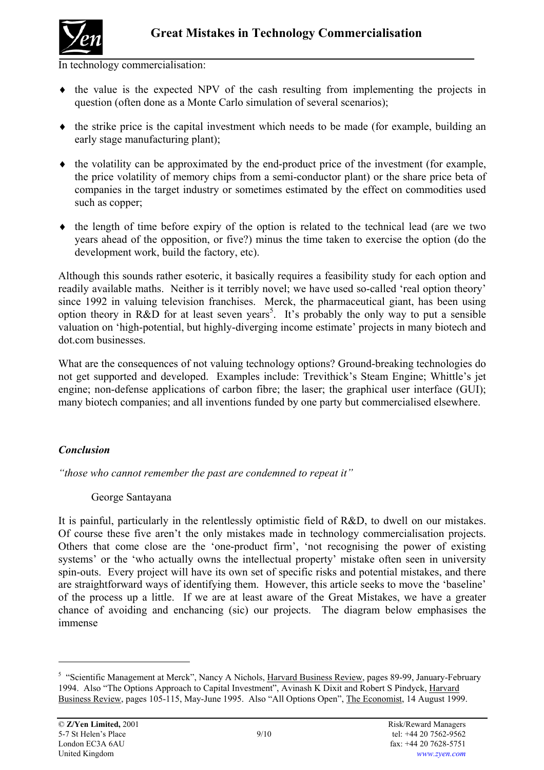In technology commercialisation:

- the value is the expected NPV of the cash resulting from implementing the projects in question (often done as a Monte Carlo simulation of several scenarios);
- the strike price is the capital investment which needs to be made (for example, building an early stage manufacturing plant);
- the volatility can be approximated by the end-product price of the investment (for example, the price volatility of memory chips from a semi-conductor plant) or the share price beta of companies in the target industry or sometimes estimated by the effect on commodities used such as copper;
- the length of time before expiry of the option is related to the technical lead (are we two years ahead of the opposition, or five?) minus the time taken to exercise the option (do the development work, build the factory, etc).

Although this sounds rather esoteric, it basically requires a feasibility study for each option and readily available maths. Neither is it terribly novel; we have used so-called 'real option theory' since 1992 in valuing television franchises. Merck, the pharmaceutical giant, has been using option theory in R&D for at least seven years[5]. It's probably the only way to put a sensible valuation on 'high-potential, but highly-diverging income estimate' projects in many biotech and dot.com businesses.

What are the consequences of not valuing technology options? Ground-breaking technologies do not get supported and developed. Examples include: Trevithick's Steam Engine; Whittle's jet engine; non-defense applications of carbon fibre; the laser; the graphical user interface (GUI); many biotech companies; and all inventions funded by one party but commercialised elsewhere.

### *Conclusion*

*"those who cannot remember the past are condemned to repeat it"*

George Santayana

It is painful, particularly in the relentlessly optimistic field of R&D, to dwell on our mistakes. Of course these five aren't the only mistakes made in technology commercialisation projects. Others that come close are the 'one-product firm', 'not recognising the power of existing systems' or the 'who actually owns the intellectual property' mistake often seen in university spin-outs. Every project will have its own set of specific risks and potential mistakes, and there are straightforward ways of identifying them. However, this article seeks to move the 'baseline' of the process up a little. If we are at least aware of the Great Mistakes, we have a greater chance of avoiding and enchancing (sic) our projects. The diagram below emphasises the immense

---

[5] "Scientific Management at Merck", Nancy A Nichols, Harvard Business Review, pages 89-99, January-February 1994. Also "The Options Approach to Capital Investment", Avinash K Dixit and Robert S Pindyck, Harvard Business Review, pages 105-115, May-June 1995. Also "All Options Open", The Economist, 14 August 1999.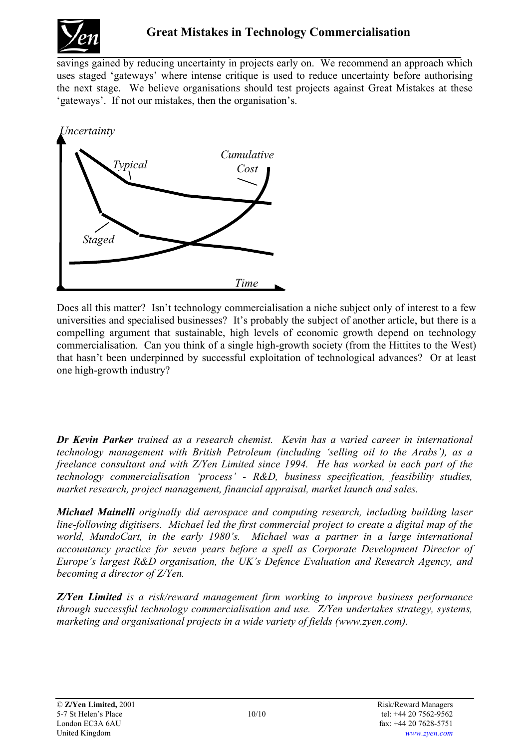savings gained by reducing uncertainty in projects early on. We recommend an approach which uses staged 'gateways' where intense critique is used to reduce uncertainty before authorising the next stage. We believe organisations should test projects against Great Mistakes at these 'gateways'. If not our mistakes, then the organisation's.

*Uncertainty*

*Typical*

*Cumulative Cost*

*Staged*

*Time*

Does all this matter? Isn't technology commercialisation a niche subject only of interest to a few universities and specialised businesses? It's probably the subject of another article, but there is a compelling argument that sustainable, high levels of economic growth depend on technology commercialisation. Can you think of a single high-growth society (from the Hittites to the West) that hasn't been underpinned by successful exploitation of technological advances? Or at least one high-growth industry?

***Dr Kevin Parker*** *trained as a research chemist. Kevin has a varied career in international technology management with British Petroleum (including 'selling oil to the Arabs'), as a freelance consultant and with Z/Yen Limited since 1994. He has worked in each part of the technology commercialisation 'process' - R&D, business specification, feasibility studies, market research, project management, financial appraisal, market launch and sales.*

***Michael Mainelli*** *originally did aerospace and computing research, including building laser line-following digitisers. Michael led the first commercial project to create a digital map of the world, MundoCart, in the early 1980's. Michael was a partner in a large international accountancy practice for seven years before a spell as Corporate Development Director of Europe's largest R&D organisation, the UK's Defence Evaluation and Research Agency, and becoming a director of Z/Yen.*

***Z/Yen Limited*** *is a risk/reward management firm working to improve business performance through successful technology commercialisation and use. Z/Yen undertakes strategy, systems, marketing and organisational projects in a wide variety of fields (www.zyen.com).*